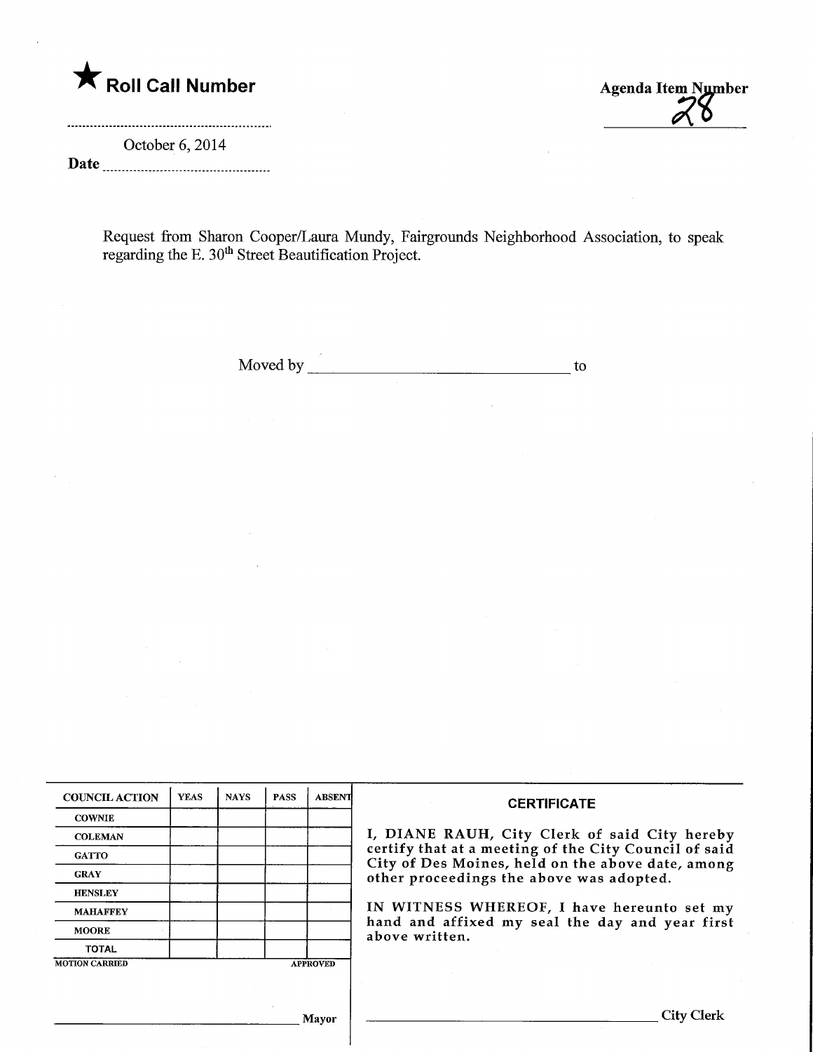★ **Roll Call Number**

**Agenda Item Number**
28

October 6, 2014
**Date** ..........................................

Request from Sharon Cooper/Laura Mundy, Fairgrounds Neighborhood Association, to speak regarding the E. 30th Street Beautification Project.

Moved by ________________________________ to

| COUNCIL ACTION | YEAS | NAYS | PASS | ABSENT |
|---|---|---|---|---|
| COWNIE | | | | |
| COLEMAN | | | | |
| GATTO | | | | |
| GRAY | | | | |
| HENSLEY | | | | |
| MAHAFFEY | | | | |
| MOORE | | | | |
| TOTAL | | | | |

MOTION CARRIED APPROVED

________________________________ Mayor

**CERTIFICATE**

I, DIANE RAUH, City Clerk of said City hereby certify that at a meeting of the City Council of said City of Des Moines, held on the above date, among other proceedings the above was adopted.

IN WITNESS WHEREOF, I have hereunto set my hand and affixed my seal the day and year first above written.

________________________________ City Clerk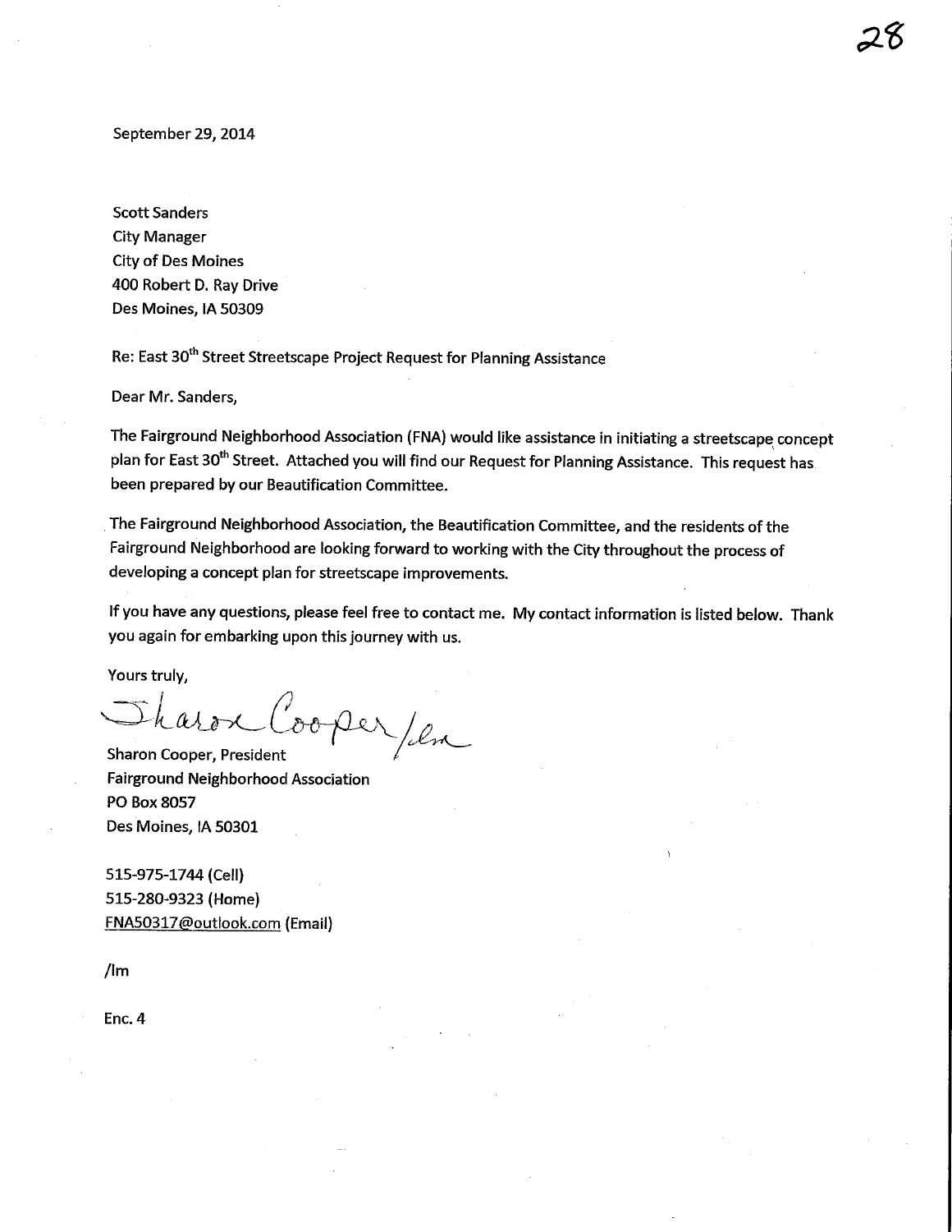September 29, 2014

Scott Sanders
City Manager
City of Des Moines
400 Robert D. Ray Drive
Des Moines, IA 50309

Re: East 30th Street Streetscape Project Request for Planning Assistance

Dear Mr. Sanders,

The Fairground Neighborhood Association (FNA) would like assistance in initiating a streetscape concept plan for East 30th Street. Attached you will find our Request for Planning Assistance. This request has been prepared by our Beautification Committee.

The Fairground Neighborhood Association, the Beautification Committee, and the residents of the Fairground Neighborhood are looking forward to working with the City throughout the process of developing a concept plan for streetscape improvements.

If you have any questions, please feel free to contact me. My contact information is listed below. Thank you again for embarking upon this journey with us.

Yours truly,

Sharon Cooper /lm

Sharon Cooper, President
Fairground Neighborhood Association
PO Box 8057
Des Moines, IA 50301

515-975-1744 (Cell)
515-280-9323 (Home)
FNA50317@outlook.com (Email)

/lm

Enc. 4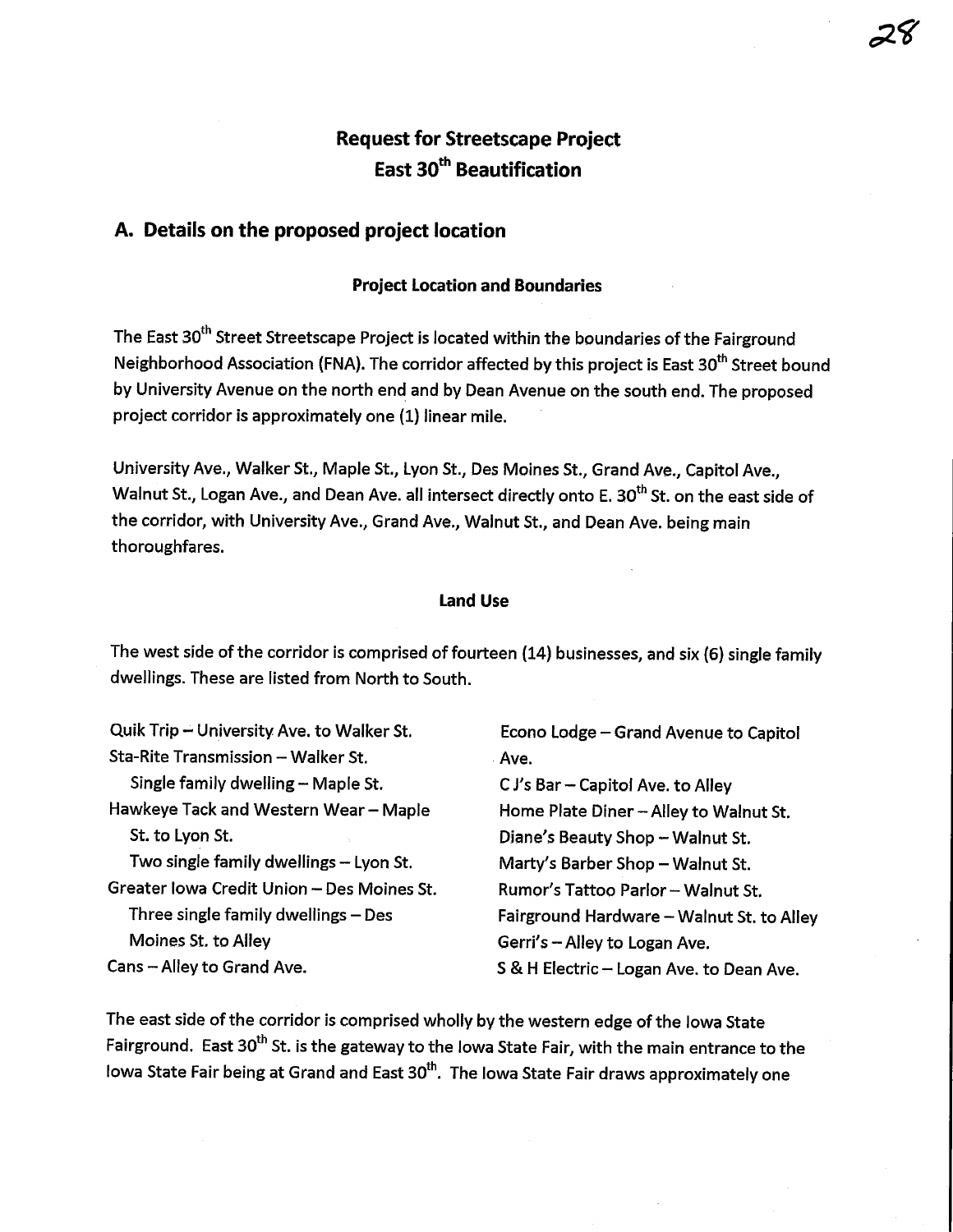# Request for Streetscape Project
# East 30th Beautification

## A. Details on the proposed project location

### Project Location and Boundaries

The East 30th Street Streetscape Project is located within the boundaries of the Fairground Neighborhood Association (FNA). The corridor affected by this project is East 30th Street bound by University Avenue on the north end and by Dean Avenue on the south end. The proposed project corridor is approximately one (1) linear mile.

University Ave., Walker St., Maple St., Lyon St., Des Moines St., Grand Ave., Capitol Ave., Walnut St., Logan Ave., and Dean Ave. all intersect directly onto E. 30th St. on the east side of the corridor, with University Ave., Grand Ave., Walnut St., and Dean Ave. being main thoroughfares.

### Land Use

The west side of the corridor is comprised of fourteen (14) businesses, and six (6) single family dwellings. These are listed from North to South.

Quik Trip – University Ave. to Walker St.
Sta-Rite Transmission – Walker St.
  Single family dwelling – Maple St.
Hawkeye Tack and Western Wear – Maple St. to Lyon St.
  Two single family dwellings – Lyon St.
Greater Iowa Credit Union – Des Moines St.
  Three single family dwellings – Des Moines St. to Alley
Cans – Alley to Grand Ave.
Econo Lodge – Grand Avenue to Capitol Ave.
C J's Bar – Capitol Ave. to Alley
Home Plate Diner – Alley to Walnut St.
Diane's Beauty Shop – Walnut St.
Marty's Barber Shop – Walnut St.
Rumor's Tattoo Parlor – Walnut St.
Fairground Hardware – Walnut St. to Alley
Gerri's – Alley to Logan Ave.
S & H Electric – Logan Ave. to Dean Ave.

The east side of the corridor is comprised wholly by the western edge of the Iowa State Fairground. East 30th St. is the gateway to the Iowa State Fair, with the main entrance to the Iowa State Fair being at Grand and East 30th. The Iowa State Fair draws approximately one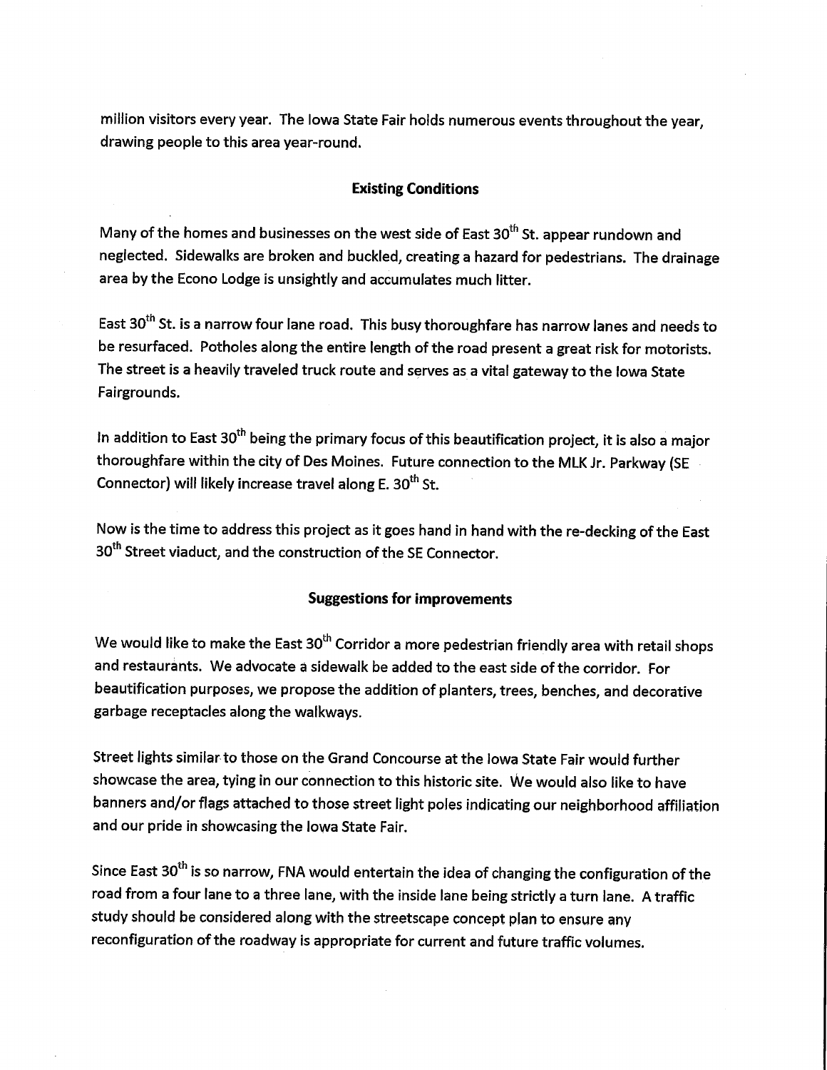million visitors every year. The Iowa State Fair holds numerous events throughout the year, drawing people to this area year-round.

## Existing Conditions

Many of the homes and businesses on the west side of East 30th St. appear rundown and neglected. Sidewalks are broken and buckled, creating a hazard for pedestrians. The drainage area by the Econo Lodge is unsightly and accumulates much litter.

East 30th St. is a narrow four lane road. This busy thoroughfare has narrow lanes and needs to be resurfaced. Potholes along the entire length of the road present a great risk for motorists. The street is a heavily traveled truck route and serves as a vital gateway to the Iowa State Fairgrounds.

In addition to East 30th being the primary focus of this beautification project, it is also a major thoroughfare within the city of Des Moines. Future connection to the MLK Jr. Parkway (SE Connector) will likely increase travel along E. 30th St.

Now is the time to address this project as it goes hand in hand with the re-decking of the East 30th Street viaduct, and the construction of the SE Connector.

## Suggestions for improvements

We would like to make the East 30th Corridor a more pedestrian friendly area with retail shops and restaurants. We advocate a sidewalk be added to the east side of the corridor. For beautification purposes, we propose the addition of planters, trees, benches, and decorative garbage receptacles along the walkways.

Street lights similar to those on the Grand Concourse at the Iowa State Fair would further showcase the area, tying in our connection to this historic site. We would also like to have banners and/or flags attached to those street light poles indicating our neighborhood affiliation and our pride in showcasing the Iowa State Fair.

Since East 30th is so narrow, FNA would entertain the idea of changing the configuration of the road from a four lane to a three lane, with the inside lane being strictly a turn lane. A traffic study should be considered along with the streetscape concept plan to ensure any reconfiguration of the roadway is appropriate for current and future traffic volumes.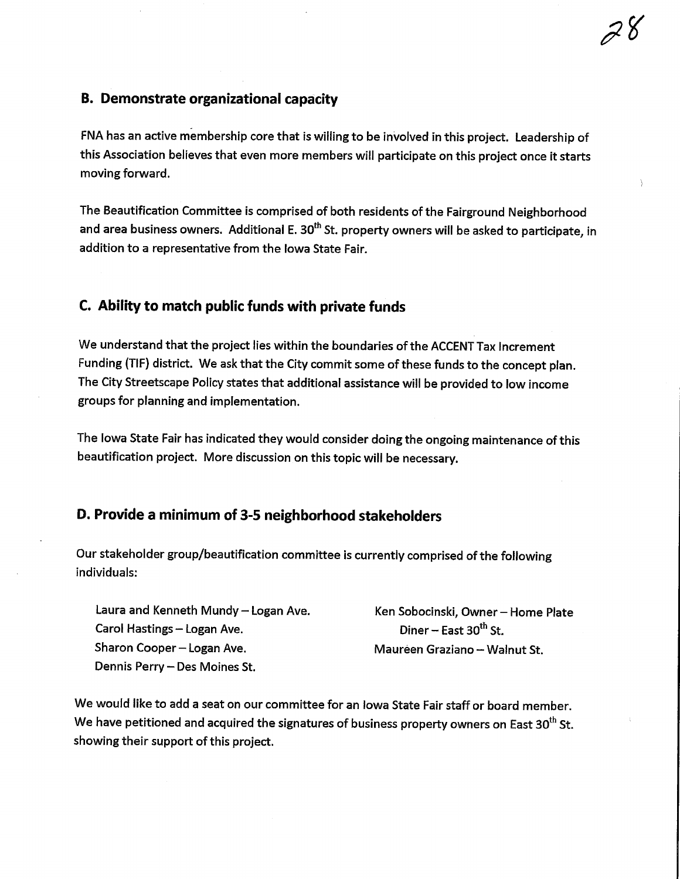## B. Demonstrate organizational capacity

FNA has an active membership core that is willing to be involved in this project. Leadership of this Association believes that even more members will participate on this project once it starts moving forward.

The Beautification Committee is comprised of both residents of the Fairground Neighborhood and area business owners. Additional E. 30th St. property owners will be asked to participate, in addition to a representative from the Iowa State Fair.

## C. Ability to match public funds with private funds

We understand that the project lies within the boundaries of the ACCENT Tax Increment Funding (TIF) district. We ask that the City commit some of these funds to the concept plan. The City Streetscape Policy states that additional assistance will be provided to low income groups for planning and implementation.

The Iowa State Fair has indicated they would consider doing the ongoing maintenance of this beautification project. More discussion on this topic will be necessary.

## D. Provide a minimum of 3-5 neighborhood stakeholders

Our stakeholder group/beautification committee is currently comprised of the following individuals:

- Laura and Kenneth Mundy – Logan Ave.
- Carol Hastings – Logan Ave.
- Sharon Cooper – Logan Ave.
- Dennis Perry – Des Moines St.
- Ken Sobocinski, Owner – Home Plate Diner – East 30th St.
- Maureen Graziano – Walnut St.

We would like to add a seat on our committee for an Iowa State Fair staff or board member. We have petitioned and acquired the signatures of business property owners on East 30th St. showing their support of this project.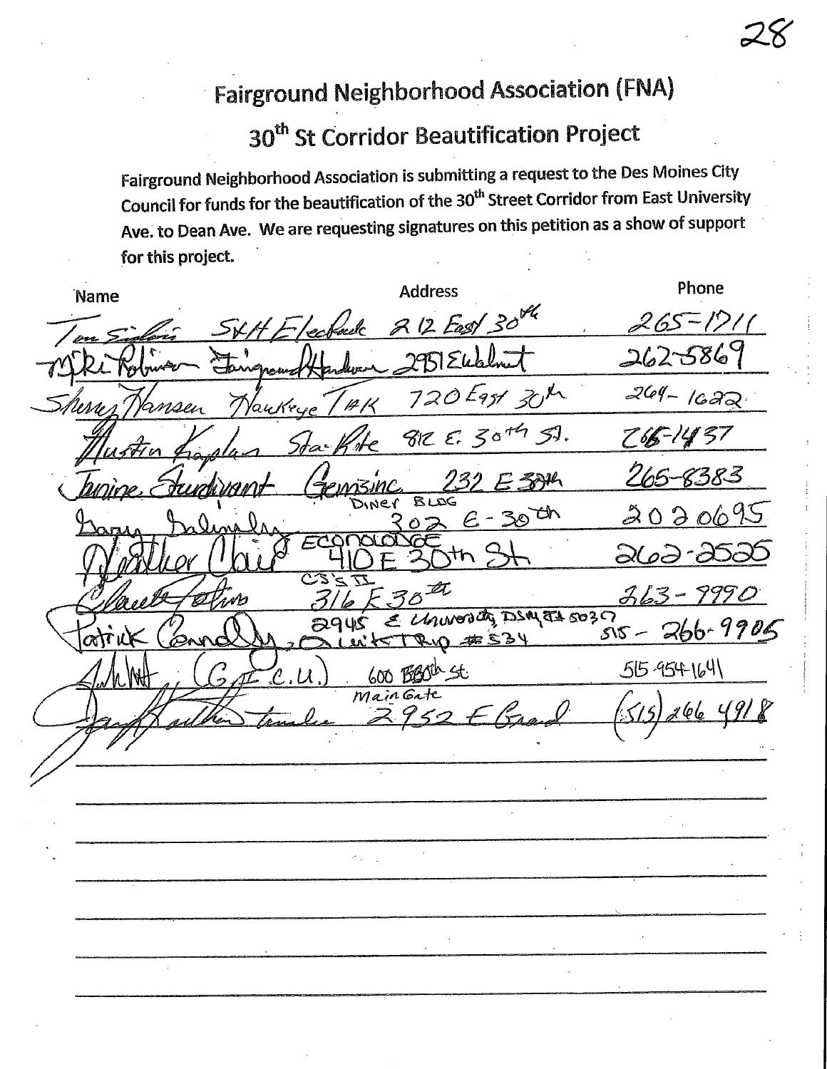# Fairground Neighborhood Association (FNA)

## 30th St Corridor Beautification Project

Fairground Neighborhood Association is submitting a request to the Des Moines City Council for funds for the beautification of the 30th Street Corridor from East University Ave. to Dean Ave. We are requesting signatures on this petition as a show of support for this project.

| Name | Address | Phone |
|---|---|---|
| Tom Siglin | SKH Flexpak 212 East 30th | 265-1711 |
| Mike Robinson | Fairground Hardware 2951 E Walnut | 262-5869 |
| Sherry Hansen | Hawkeye T&K 720 East 30th | 264-1622 |
| Austin Kaplan | Sta-Rite 812 E. 30th St. | 265-1457 |
| Janine Sturdivant | Gensinc. 232 E 30th | 265-8383 |
| Larry Salinsky | Diner BLDG 202 E-30th | 2020695 |
| Walter Chief | Econolodge 410 E 30th St | 262-2525 |
| Claude Collins | CS's II 316 E 30th | 263-9990 |
| Patrick Connolly | 2945 E University DSM IA 50317, Quik Trip #534 | 515-266-9906 |
| | (G.F.C.U.) 600 E 30th St | 515-954-1641 |
| | Main Gate 2952 E Grand | (515) 266 4918 |